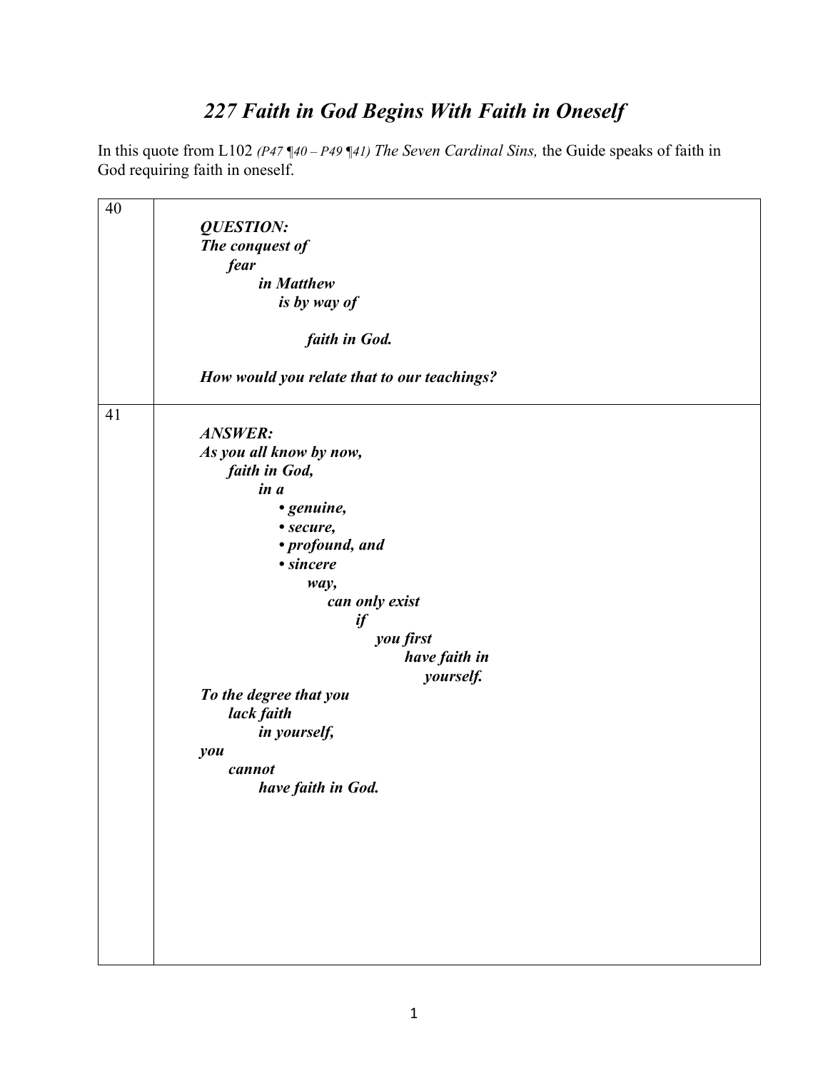# *227 Faith in God Begins With Faith in Oneself*

In this quote from L102 *(P47 ¶40 – P49 ¶41) The Seven Cardinal Sins,* the Guide speaks of faith in God requiring faith in oneself.

| | |
|---|---|
| 40 | ***QUESTION:***<br>***The conquest of***<br>***fear***<br>***in Matthew***<br>***is by way of***<br><br>***faith in God.***<br><br>***How would you relate that to our teachings?*** |
| 41 | ***ANSWER:***<br>***As you all know by now,***<br>***faith in God,***<br>***in a***<br>***• genuine,***<br>***• secure,***<br>***• profound, and***<br>***• sincere***<br>***way,***<br>***can only exist***<br>***if***<br>***you first***<br>***have faith in***<br>***yourself.***<br>***To the degree that you***<br>***lack faith***<br>***in yourself,***<br>***you***<br>***cannot***<br>***have faith in God.*** |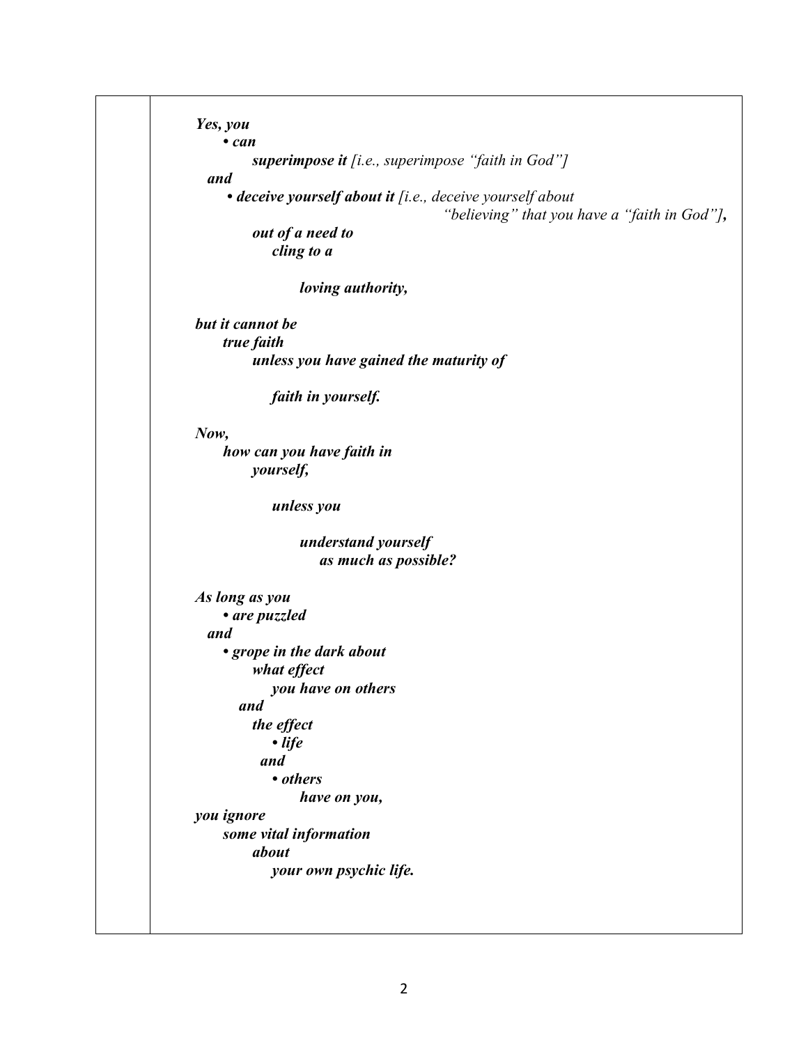*Yes, you*
*• can*
*superimpose it* [i.e., superimpose "faith in God"]
*and*
*• deceive yourself about it* [i.e., deceive yourself about "believing" that you have a "faith in God"]*,*
*out of a need to*
*cling to a*

*loving authority,*

*but it cannot be*
*true faith*
*unless you have gained the maturity of*

*faith in yourself.*

*Now,*
*how can you have faith in*
*yourself,*

*unless you*

*understand yourself*
*as much as possible?*

*As long as you*
*• are puzzled*
*and*
*• grope in the dark about*
*what effect*
*you have on others*
*and*
*the effect*
*• life*
*and*
*• others*
*have on you,*
*you ignore*
*some vital information*
*about*
*your own psychic life.*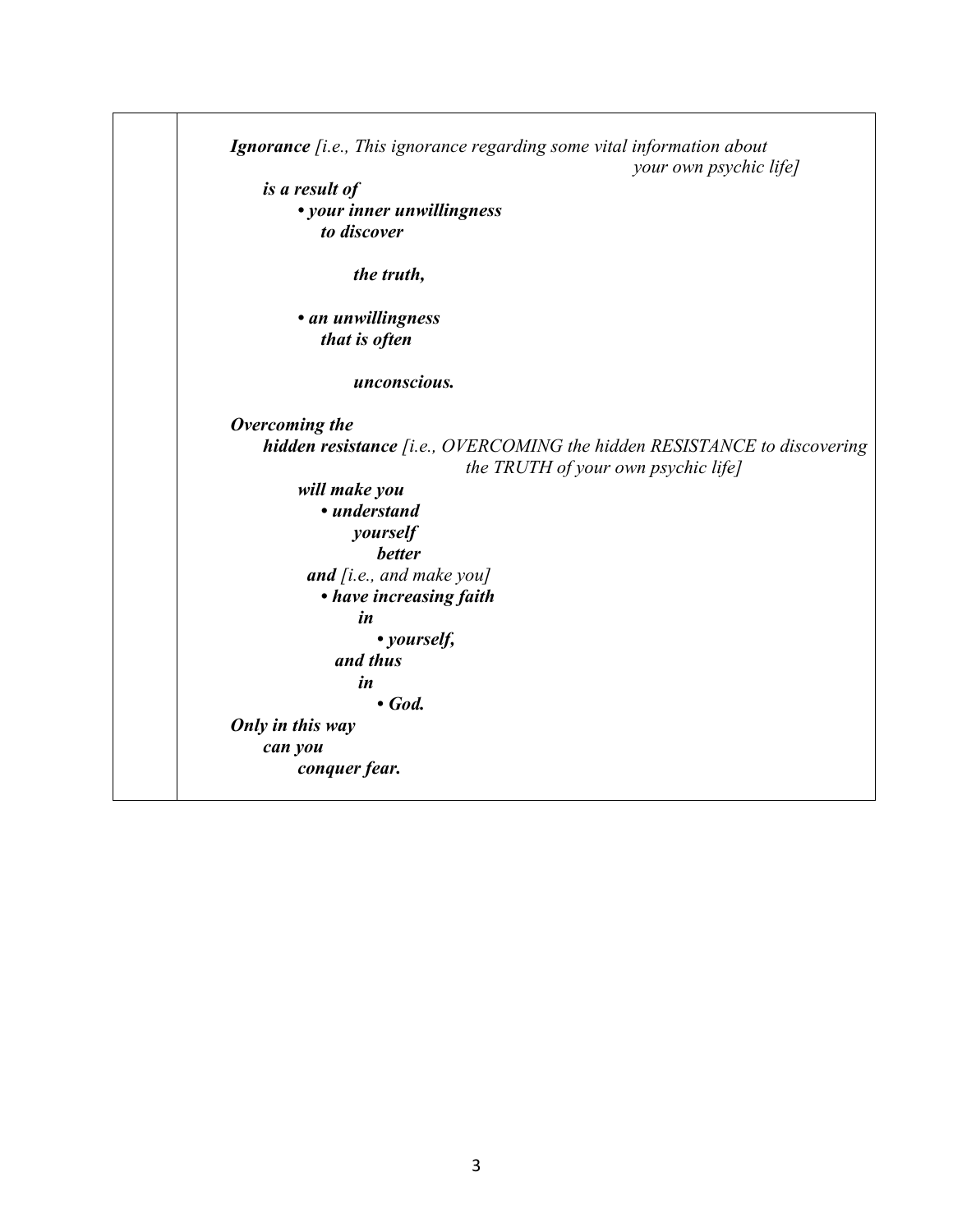***Ignorance*** *[i.e., This ignorance regarding some vital information about your own psychic life]*

***is a result of***

- ***your inner unwillingness to discover***

  ***the truth,***

- ***an unwillingness that is often***

  ***unconscious.***

***Overcoming the***

***hidden resistance*** *[i.e., OVERCOMING the hidden RESISTANCE to discovering the TRUTH of your own psychic life]*

***will make you***

- ***understand yourself better***

***and*** *[i.e., and make you]*

- ***have increasing faith in***
  - ***yourself,***

  ***and thus in***
  - ***God.***

***Only in this way***

***can you***

***conquer fear.***